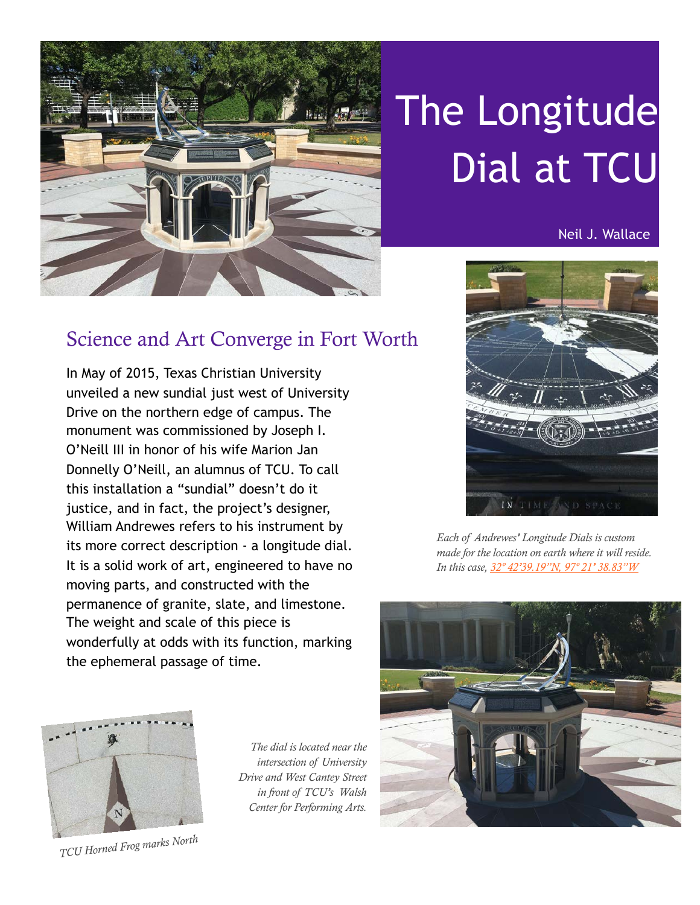# The Longitude Dial at TCU

Neil J. Wallace

## Science and Art Converge in Fort Worth

In May of 2015, Texas Christian University unveiled a new sundial just west of University Drive on the northern edge of campus. The monument was commissioned by Joseph I. O'Neill III in honor of his wife Marion Jan Donnelly O'Neill, an alumnus of TCU. To call this installation a "sundial" doesn't do it justice, and in fact, the project's designer, William Andrewes refers to his instrument by its more correct description - a longitude dial. It is a solid work of art, engineered to have no moving parts, and constructed with the permanence of granite, slate, and limestone. The weight and scale of this piece is wonderfully at odds with its function, marking the ephemeral passage of time.

*Each of Andrewes' Longitude Dials is custom made for the location on earth where it will reside. In this case, 32º 42'39.19"N, 97º 21' 38.83"W*

*The dial is located near the intersection of University Drive and West Cantey Street in front of TCU's Walsh Center for Performing Arts.*

*TCU Horned Frog marks North*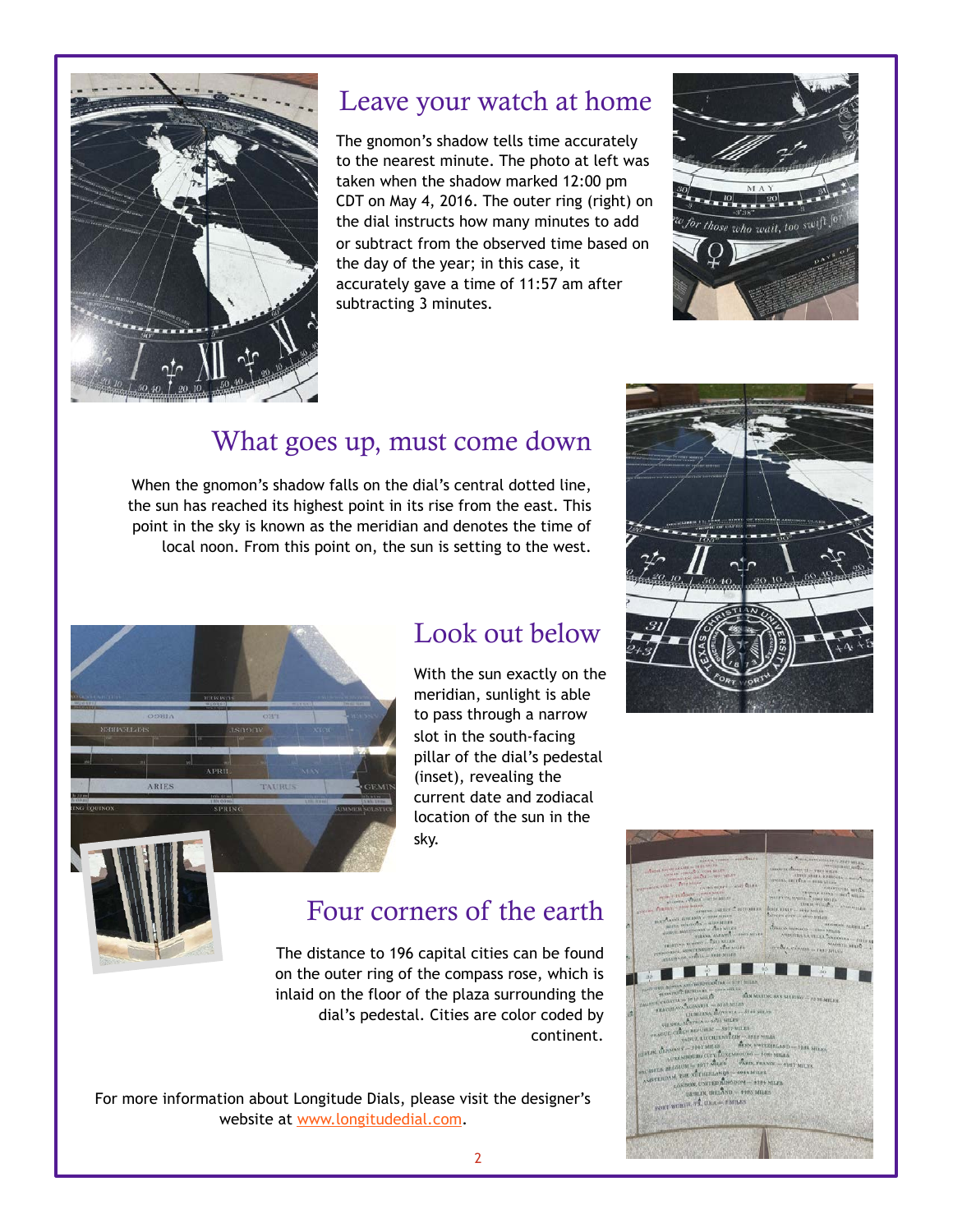## Leave your watch at home

The gnomon's shadow tells time accurately to the nearest minute. The photo at left was taken when the shadow marked 12:00 pm CDT on May 4, 2016. The outer ring (right) on the dial instructs how many minutes to add or subtract from the observed time based on the day of the year; in this case, it accurately gave a time of 11:57 am after subtracting 3 minutes.

## What goes up, must come down

When the gnomon's shadow falls on the dial's central dotted line, the sun has reached its highest point in its rise from the east. This point in the sky is known as the meridian and denotes the time of local noon. From this point on, the sun is setting to the west.

## Look out below

With the sun exactly on the meridian, sunlight is able to pass through a narrow slot in the south-facing pillar of the dial's pedestal (inset), revealing the current date and zodiacal location of the sun in the sky.

## Four corners of the earth

The distance to 196 capital cities can be found on the outer ring of the compass rose, which is inlaid on the floor of the plaza surrounding the dial's pedestal. Cities are color coded by continent.

For more information about Longitude Dials, please visit the designer's website at [www.longitudedial.com](http://www.longitudedial.com).